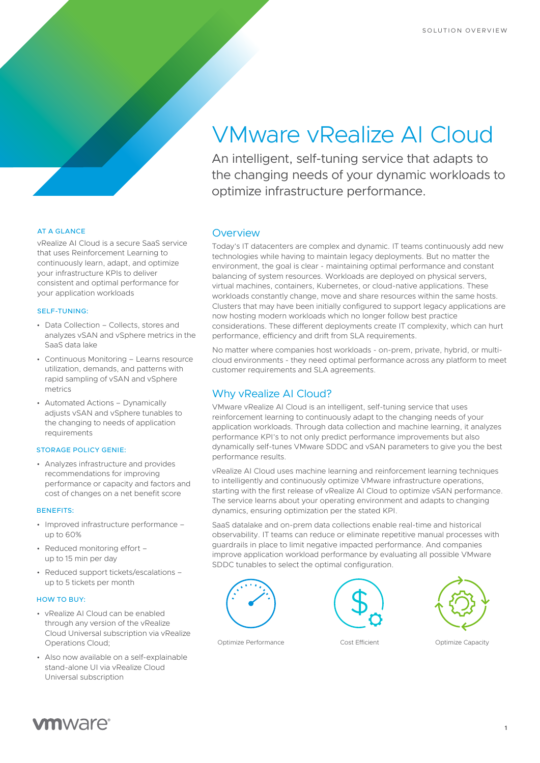# VMware vRealize AI Cloud

An intelligent, self-tuning service that adapts to the changing needs of your dynamic workloads to optimize infrastructure performance.

## Overview

Today's IT datacenters are complex and dynamic. IT teams continuously add new technologies while having to maintain legacy deployments. But no matter the environment, the goal is clear - maintaining optimal performance and constant balancing of system resources. Workloads are deployed on physical servers, virtual machines, containers, Kubernetes, or cloud-native applications. These workloads constantly change, move and share resources within the same hosts. Clusters that may have been initially configured to support legacy applications are now hosting modern workloads which no longer follow best practice considerations. These different deployments create IT complexity, which can hurt performance, efficiency and drift from SLA requirements.

No matter where companies host workloads - on-prem, private, hybrid, or multi-cloud environments - they need optimal performance across any platform to meet customer requirements and SLA agreements.

## Why vRealize AI Cloud?

VMware vRealize AI Cloud is an intelligent, self-tuning service that uses reinforcement learning to continuously adapt to the changing needs of your application workloads. Through data collection and machine learning, it analyzes performance KPI's to not only predict performance improvements but also dynamically self-tunes VMware SDDC and vSAN parameters to give you the best performance results.

vRealize AI Cloud uses machine learning and reinforcement learning techniques to intelligently and continuously optimize VMware infrastructure operations, starting with the first release of vRealize AI Cloud to optimize vSAN performance. The service learns about your operating environment and adapts to changing dynamics, ensuring optimization per the stated KPI.

SaaS datalake and on-prem data collections enable real-time and historical observability. IT teams can reduce or eliminate repetitive manual processes with guardrails in place to limit negative impacted performance. And companies improve application workload performance by evaluating all possible VMware SDDC tunables to select the optimal configuration.

Optimize Performance

Cost Efficient

Optimize Capacity

### AT A GLANCE

vRealize AI Cloud is a secure SaaS service that uses Reinforcement Learning to continuously learn, adapt, and optimize your infrastructure KPIs to deliver consistent and optimal performance for your application workloads

### SELF-TUNING:

- Data Collection – Collects, stores and analyzes vSAN and vSphere metrics in the SaaS data lake
- Continuous Monitoring – Learns resource utilization, demands, and patterns with rapid sampling of vSAN and vSphere metrics
- Automated Actions – Dynamically adjusts vSAN and vSphere tunables to the changing to needs of application requirements

### STORAGE POLICY GENIE:

- Analyzes infrastructure and provides recommendations for improving performance or capacity and factors and cost of changes on a net benefit score

### BENEFITS:

- Improved infrastructure performance – up to 60%
- Reduced monitoring effort – up to 15 min per day
- Reduced support tickets/escalations – up to 5 tickets per month

### HOW TO BUY:

- vRealize AI Cloud can be enabled through any version of the vRealize Cloud Universal subscription via vRealize Operations Cloud;
- Also now available on a self-explainable stand-alone UI via vRealize Cloud Universal subscription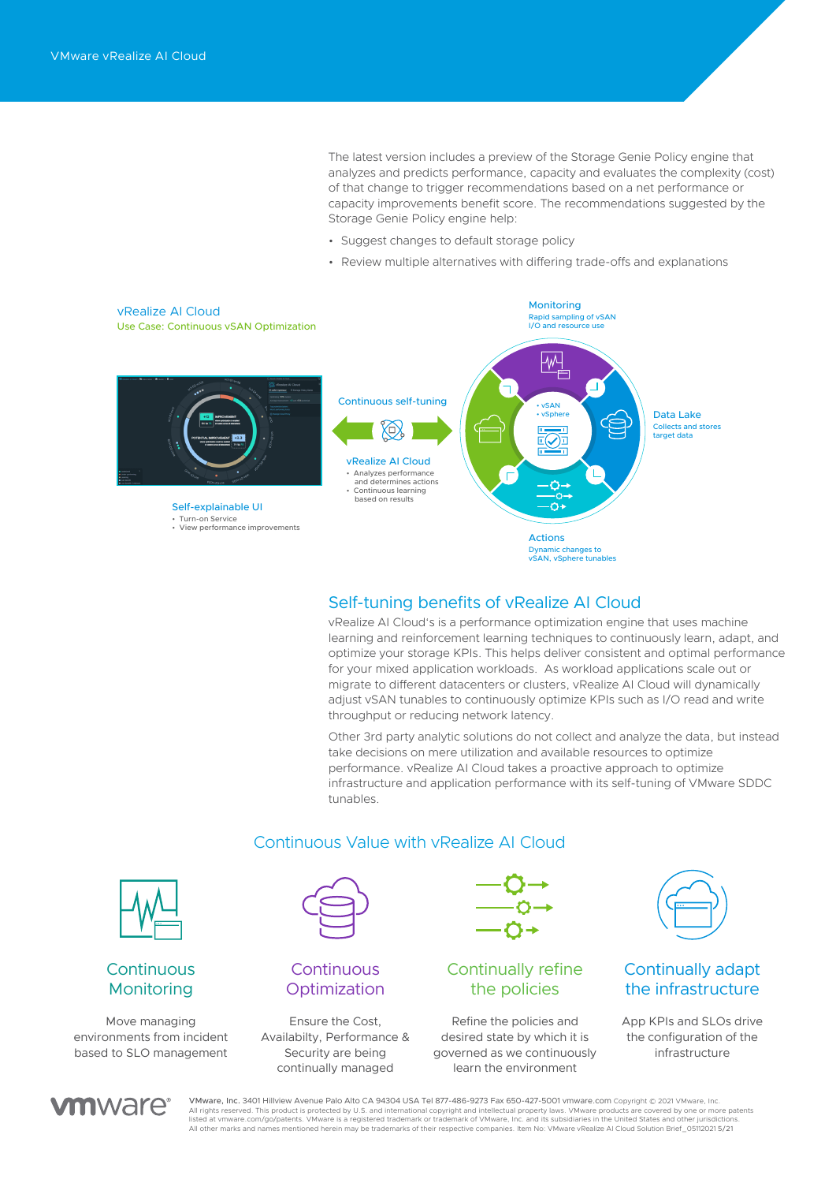The latest version includes a preview of the Storage Genie Policy engine that analyzes and predicts performance, capacity and evaluates the complexity (cost) of that change to trigger recommendations based on a net performance or capacity improvements benefit score. The recommendations suggested by the Storage Genie Policy engine help:

- Suggest changes to default storage policy
- Review multiple alternatives with differing trade-offs and explanations

vRealize AI Cloud

Use Case: Continuous vSAN Optimization

Self-explainable UI
- Turn-on Service
- View performance improvements

Continuous self-tuning

vRealize AI Cloud
- Analyzes performance and determines actions
- Continuous learning based on results

Monitoring

Rapid sampling of vSAN I/O and resource use

Data Lake

Collects and stores target data

Actions

Dynamic changes to vSAN, vSphere tunables

- vSAN
- vSphere

## Self-tuning benefits of vRealize AI Cloud

vRealize AI Cloud's is a performance optimization engine that uses machine learning and reinforcement learning techniques to continuously learn, adapt, and optimize your storage KPIs. This helps deliver consistent and optimal performance for your mixed application workloads. As workload applications scale out or migrate to different datacenters or clusters, vRealize AI Cloud will dynamically adjust vSAN tunables to continuously optimize KPIs such as I/O read and write throughput or reducing network latency.

Other 3rd party analytic solutions do not collect and analyze the data, but instead take decisions on mere utilization and available resources to optimize performance. vRealize AI Cloud takes a proactive approach to optimize infrastructure and application performance with its self-tuning of VMware SDDC tunables.

## Continuous Value with vRealize AI Cloud

### Continuous Monitoring

Move managing environments from incident based to SLO management

### Continuous Optimization

Ensure the Cost, Availabilty, Performance & Security are being continually managed

### Continually refine the policies

Refine the policies and desired state by which it is governed as we continuously learn the environment

### Continually adapt the infrastructure

App KPIs and SLOs drive the configuration of the infrastructure

VMware, Inc. 3401 Hillview Avenue Palo Alto CA 94304 USA Tel 877-486-9273 Fax 650-427-5001 vmware.com Copyright © 2021 VMware, Inc. All rights reserved. This product is protected by U.S. and international copyright and intellectual property laws. VMware products are covered by one or more patents listed at vmware.com/go/patents. VMware is a registered trademark or trademark of VMware, Inc. and its subsidiaries in the United States and other jurisdictions. All other marks and names mentioned herein may be trademarks of their respective companies. Item No: VMware vRealize AI Cloud Solution Brief_05112021 5/21